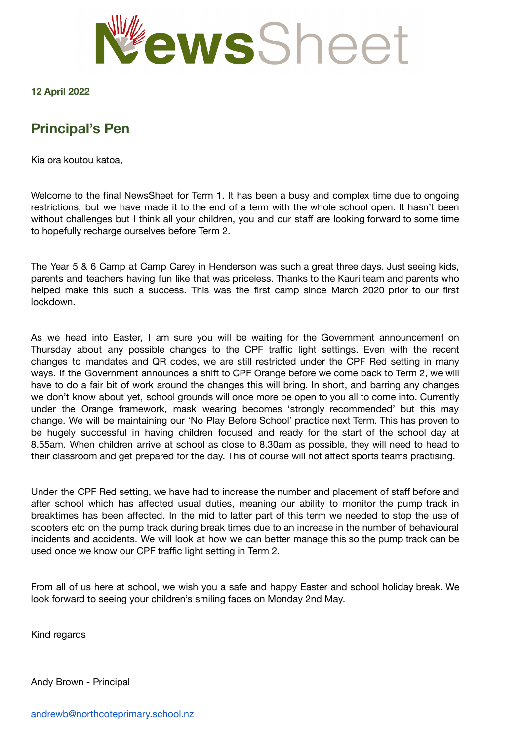# NewsSheet

**12 April 2022**

## Principal's Pen

Kia ora koutou katoa,

Welcome to the final NewsSheet for Term 1. It has been a busy and complex time due to ongoing restrictions, but we have made it to the end of a term with the whole school open. It hasn't been without challenges but I think all your children, you and our staff are looking forward to some time to hopefully recharge ourselves before Term 2.

The Year 5 & 6 Camp at Camp Carey in Henderson was such a great three days. Just seeing kids, parents and teachers having fun like that was priceless. Thanks to the Kauri team and parents who helped make this such a success. This was the first camp since March 2020 prior to our first lockdown.

As we head into Easter, I am sure you will be waiting for the Government announcement on Thursday about any possible changes to the CPF traffic light settings. Even with the recent changes to mandates and QR codes, we are still restricted under the CPF Red setting in many ways. If the Government announces a shift to CPF Orange before we come back to Term 2, we will have to do a fair bit of work around the changes this will bring. In short, and barring any changes we don't know about yet, school grounds will once more be open to you all to come into. Currently under the Orange framework, mask wearing becomes 'strongly recommended' but this may change. We will be maintaining our 'No Play Before School' practice next Term. This has proven to be hugely successful in having children focused and ready for the start of the school day at 8.55am. When children arrive at school as close to 8.30am as possible, they will need to head to their classroom and get prepared for the day. This of course will not affect sports teams practising.

Under the CPF Red setting, we have had to increase the number and placement of staff before and after school which has affected usual duties, meaning our ability to monitor the pump track in breaktimes has been affected. In the mid to latter part of this term we needed to stop the use of scooters etc on the pump track during break times due to an increase in the number of behavioural incidents and accidents. We will look at how we can better manage this so the pump track can be used once we know our CPF traffic light setting in Term 2.

From all of us here at school, we wish you a safe and happy Easter and school holiday break. We look forward to seeing your children's smiling faces on Monday 2nd May.

Kind regards

Andy Brown - Principal

andrewb@northcoteprimary.school.nz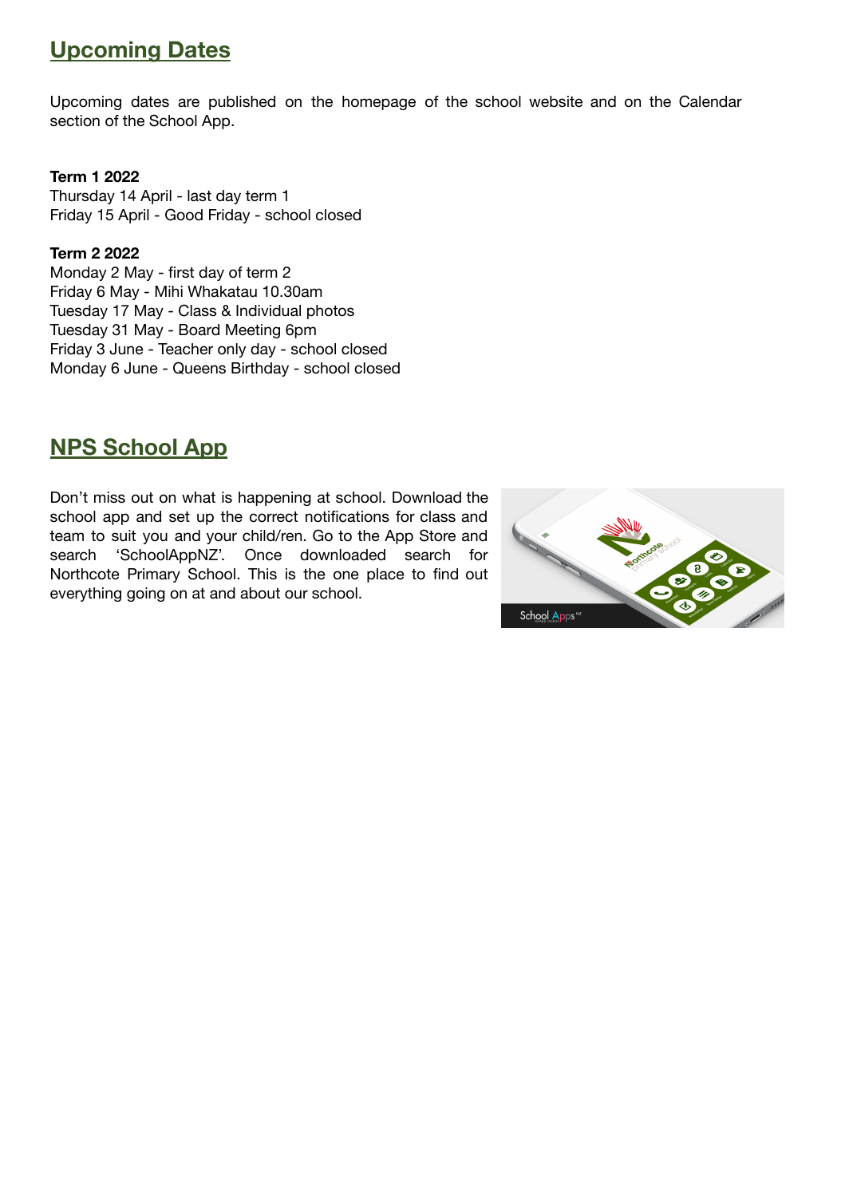## Upcoming Dates

Upcoming dates are published on the homepage of the school website and on the Calendar section of the School App.

**Term 1 2022**
Thursday 14 April - last day term 1
Friday 15 April - Good Friday - school closed

**Term 2 2022**
Monday 2 May - first day of term 2
Friday 6 May - Mihi Whakatau 10.30am
Tuesday 17 May - Class & Individual photos
Tuesday 31 May - Board Meeting 6pm
Friday 3 June - Teacher only day - school closed
Monday 6 June - Queens Birthday - school closed

## NPS School App

Don't miss out on what is happening at school. Download the school app and set up the correct notifications for class and team to suit you and your child/ren. Go to the App Store and search 'SchoolAppNZ'. Once downloaded search for Northcote Primary School. This is the one place to find out everything going on at and about our school.